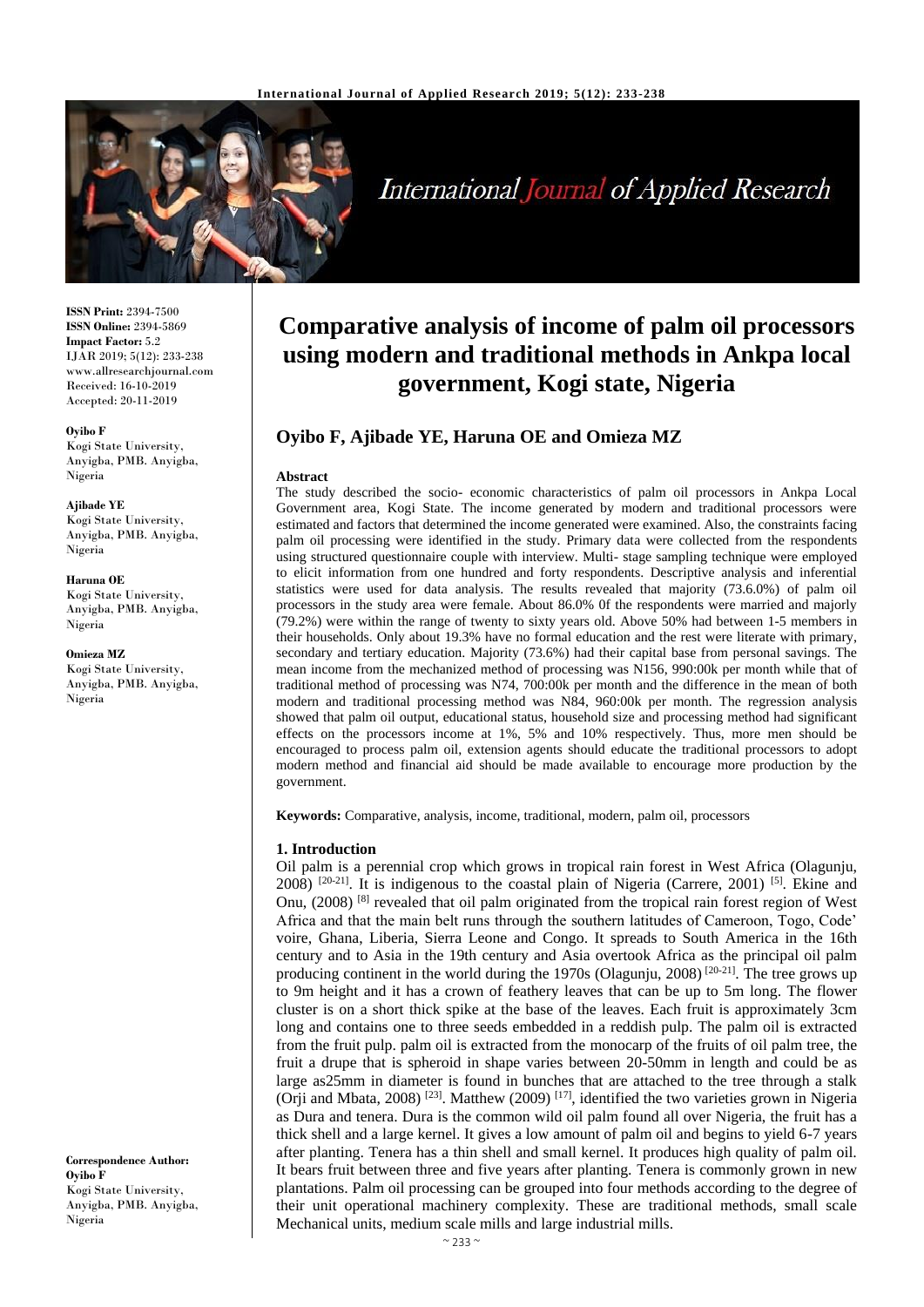# Comparative analysis of income of palm oil processors using modern and traditional methods in Ankpa local government, Kogi state, Nigeria

## Oyibo F, Ajibade YE, Haruna OE and Omieza MZ

**ISSN Print:** 2394-7500
**ISSN Online:** 2394-5869
**Impact Factor:** 5.2
IJAR 2019; 5(12): 233-238
www.allresearchjournal.com
Received: 16-10-2019
Accepted: 20-11-2019

**Oyibo F**
Kogi State University, Anyigba, PMB. Anyigba, Nigeria

**Ajibade YE**
Kogi State University, Anyigba, PMB. Anyigba, Nigeria

**Haruna OE**
Kogi State University, Anyigba, PMB. Anyigba, Nigeria

**Omieza MZ**
Kogi State University, Anyigba, PMB. Anyigba, Nigeria

**Correspondence Author:**
**Oyibo F**
Kogi State University, Anyigba, PMB. Anyigba, Nigeria

### Abstract

The study described the socio- economic characteristics of palm oil processors in Ankpa Local Government area, Kogi State. The income generated by modern and traditional processors were estimated and factors that determined the income generated were examined. Also, the constraints facing palm oil processing were identified in the study. Primary data were collected from the respondents using structured questionnaire couple with interview. Multi- stage sampling technique were employed to elicit information from one hundred and forty respondents. Descriptive analysis and inferential statistics were used for data analysis. The results revealed that majority (73.6.0%) of palm oil processors in the study area were female. About 86.0% 0f the respondents were married and majorly (79.2%) were within the range of twenty to sixty years old. Above 50% had between 1-5 members in their households. Only about 19.3% have no formal education and the rest were literate with primary, secondary and tertiary education. Majority (73.6%) had their capital base from personal savings. The mean income from the mechanized method of processing was N156, 990:00k per month while that of traditional method of processing was N74, 700:00k per month and the difference in the mean of both modern and traditional processing method was N84, 960:00k per month. The regression analysis showed that palm oil output, educational status, household size and processing method had significant effects on the processors income at 1%, 5% and 10% respectively. Thus, more men should be encouraged to process palm oil, extension agents should educate the traditional processors to adopt modern method and financial aid should be made available to encourage more production by the government.

**Keywords:** Comparative, analysis, income, traditional, modern, palm oil, processors

### 1. Introduction

Oil palm is a perennial crop which grows in tropical rain forest in West Africa (Olagunju, 2008) [20-21]. It is indigenous to the coastal plain of Nigeria (Carrere, 2001) [5]. Ekine and Onu, (2008) [8] revealed that oil palm originated from the tropical rain forest region of West Africa and that the main belt runs through the southern latitudes of Cameroon, Togo, Code' voire, Ghana, Liberia, Sierra Leone and Congo. It spreads to South America in the 16th century and to Asia in the 19th century and Asia overtook Africa as the principal oil palm producing continent in the world during the 1970s (Olagunju, 2008) [20-21]. The tree grows up to 9m height and it has a crown of feathery leaves that can be up to 5m long. The flower cluster is on a short thick spike at the base of the leaves. Each fruit is approximately 3cm long and contains one to three seeds embedded in a reddish pulp. The palm oil is extracted from the fruit pulp. palm oil is extracted from the monocarp of the fruits of oil palm tree, the fruit a drupe that is spheroid in shape varies between 20-50mm in length and could be as large as25mm in diameter is found in bunches that are attached to the tree through a stalk (Orji and Mbata, 2008) [23]. Matthew (2009) [17], identified the two varieties grown in Nigeria as Dura and tenera. Dura is the common wild oil palm found all over Nigeria, the fruit has a thick shell and a large kernel. It gives a low amount of palm oil and begins to yield 6-7 years after planting. Tenera has a thin shell and small kernel. It produces high quality of palm oil. It bears fruit between three and five years after planting. Tenera is commonly grown in new plantations. Palm oil processing can be grouped into four methods according to the degree of their unit operational machinery complexity. These are traditional methods, small scale Mechanical units, medium scale mills and large industrial mills.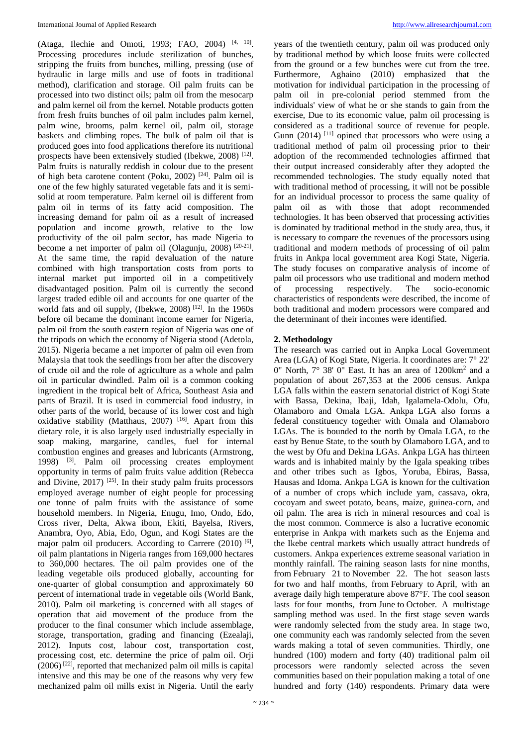(Ataga, Ilechie and Omoti, 1993; FAO, 2004) [4, 10]. Processing procedures include sterilization of bunches, stripping the fruits from bunches, milling, pressing (use of hydraulic in large mills and use of foots in traditional method), clarification and storage. Oil palm fruits can be processed into two distinct oils; palm oil from the mesocarp and palm kernel oil from the kernel. Notable products gotten from fresh fruits bunches of oil palm includes palm kernel, palm wine, brooms, palm kernel oil, palm oil, storage baskets and climbing ropes. The bulk of palm oil that is produced goes into food applications therefore its nutritional prospects have been extensively studied (Ibekwe, 2008) [12]. Palm fruits is naturally reddish in colour due to the present of high beta carotene content (Poku, 2002) [24]. Palm oil is one of the few highly saturated vegetable fats and it is semi-solid at room temperature. Palm kernel oil is different from palm oil in terms of its fatty acid composition. The increasing demand for palm oil as a result of increased population and income growth, relative to the low productivity of the oil palm sector, has made Nigeria to become a net importer of palm oil (Olagunju, 2008) [20-21]. At the same time, the rapid devaluation of the nature combined with high transportation costs from ports to internal market put imported oil in a competitively disadvantaged position. Palm oil is currently the second largest traded edible oil and accounts for one quarter of the world fats and oil supply, (Ibekwe, 2008) [12]. In the 1960s before oil became the dominant income earner for Nigeria, palm oil from the south eastern region of Nigeria was one of the tripods on which the economy of Nigeria stood (Adetola, 2015). Nigeria became a net importer of palm oil even from Malaysia that took the seedlings from her after the discovery of crude oil and the role of agriculture as a whole and palm oil in particular dwindled. Palm oil is a common cooking ingredient in the tropical belt of Africa, Southeast Asia and parts of Brazil. It is used in commercial food industry, in other parts of the world, because of its lower cost and high oxidative stability (Matthaus, 2007) [16]. Apart from this dietary role, it is also largely used industrially especially in soap making, margarine, candles, fuel for internal combustion engines and greases and lubricants (Armstrong, 1998) [3]. Palm oil processing creates employment opportunity in terms of palm fruits value addition (Rebecca and Divine, 2017) [25]. In their study palm fruits processors employed average number of eight people for processing one tonne of palm fruits with the assistance of some household members. In Nigeria, Enugu, Imo, Ondo, Edo, Cross river, Delta, Akwa ibom, Ekiti, Bayelsa, Rivers, Anambra, Oyo, Abia, Edo, Ogun, and Kogi States are the major palm oil producers. According to Carrere (2010) [6], oil palm plantations in Nigeria ranges from 169,000 hectares to 360,000 hectares. The oil palm provides one of the leading vegetable oils produced globally, accounting for one-quarter of global consumption and approximately 60 percent of international trade in vegetable oils (World Bank, 2010). Palm oil marketing is concerned with all stages of operation that aid movement of the produce from the producer to the final consumer which include assemblage, storage, transportation, grading and financing (Ezealaji, 2012). Inputs cost, labour cost, transportation cost, processing cost, etc. determine the price of palm oil. Orji (2006) [22], reported that mechanized palm oil mills is capital intensive and this may be one of the reasons why very few mechanized palm oil mills exist in Nigeria. Until the early years of the twentieth century, palm oil was produced only by traditional method by which loose fruits were collected from the ground or a few bunches were cut from the tree. Furthermore, Aghaino (2010) emphasized that the motivation for individual participation in the processing of palm oil in pre-colonial period stemmed from the individuals' view of what he or she stands to gain from the exercise, Due to its economic value, palm oil processing is considered as a traditional source of revenue for people. Gunn (2014) [11] opined that processors who were using a traditional method of palm oil processing prior to their adoption of the recommended technologies affirmed that their output increased considerably after they adopted the recommended technologies. The study equally noted that with traditional method of processing, it will not be possible for an individual processor to process the same quality of palm oil as with those that adopt recommended technologies. It has been observed that processing activities is dominated by traditional method in the study area, thus, it is necessary to compare the revenues of the processors using traditional and modern methods of processing of oil palm fruits in Ankpa local government area Kogi State, Nigeria. The study focuses on comparative analysis of income of palm oil processors who use traditional and modern method of processing respectively. The socio-economic characteristics of respondents were described, the income of both traditional and modern processors were compared and the determinant of their incomes were identified.

## 2. Methodology

The research was carried out in Anpka Local Government Area (LGA) of Kogi State, Nigeria. It coordinates are: 7° 22' 0" North, 7° 38' 0" East. It has an area of 1200km$^2$ and a population of about 267,353 at the 2006 census. Ankpa LGA falls within the eastern senatorial district of Kogi State with Bassa, Dekina, Ibaji, Idah, Igalamela-Odolu, Ofu, Olamaboro and Omala LGA. Ankpa LGA also forms a federal constituency together with Omala and Olamaboro LGAs. The is bounded to the north by Omala LGA, to the east by Benue State, to the south by Olamaboro LGA, and to the west by Ofu and Dekina LGAs. Ankpa LGA has thirteen wards and is inhabited mainly by the Igala speaking tribes and other tribes such as Igbos, Yoruba, Ebiras, Bassa, Hausas and Idoma. Ankpa LGA is known for the cultivation of a number of crops which include yam, cassava, okra, cocoyam and sweet potato, beans, maize, guinea-corn, and oil palm. The area is rich in mineral resources and coal is the most common. Commerce is also a lucrative economic enterprise in Ankpa with markets such as the Enjema and the Ikebe central markets which usually attract hundreds of customers. Ankpa experiences extreme seasonal variation in monthly rainfall. The raining season lasts for nine months, from February 21 to November 22. The hot season lasts for two and half months, from February to April, with an average daily high temperature above 87°F. The cool season lasts for four months, from June to October. A multistage sampling method was used. In the first stage seven wards were randomly selected from the study area. In stage two, one community each was randomly selected from the seven wards making a total of seven communities. Thirdly, one hundred (100) modern and forty (40) traditional palm oil processors were randomly selected across the seven communities based on their population making a total of one hundred and forty (140) respondents. Primary data were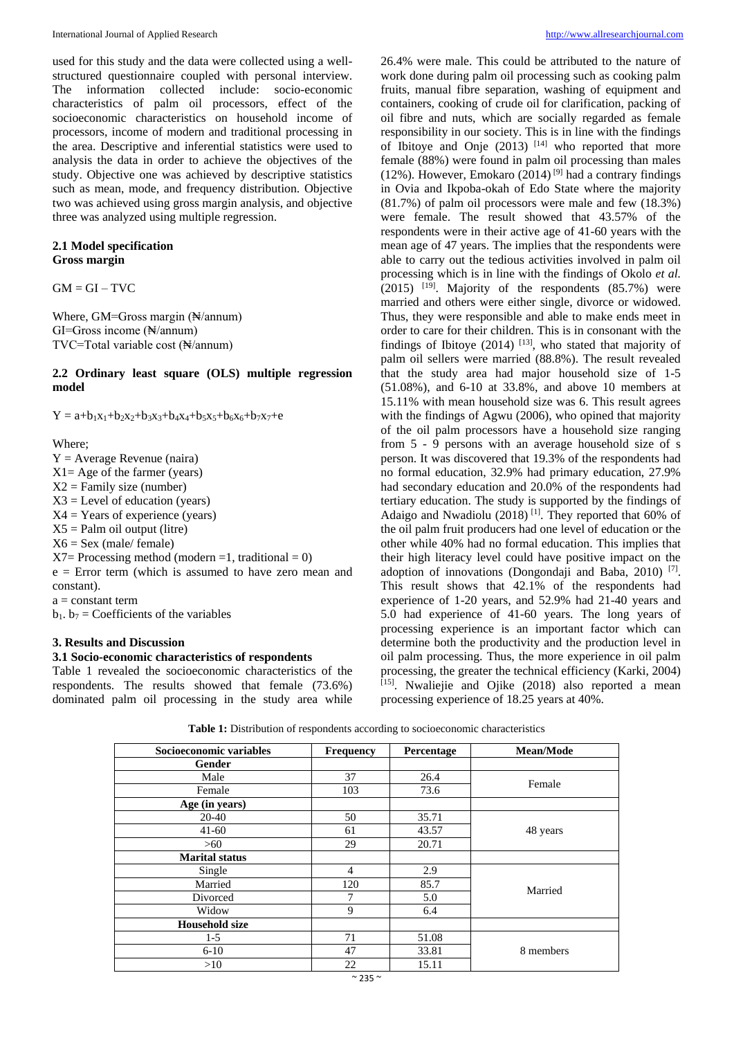used for this study and the data were collected using a well-structured questionnaire coupled with personal interview. The information collected include: socio-economic characteristics of palm oil processors, effect of the socioeconomic characteristics on household income of processors, income of modern and traditional processing in the area. Descriptive and inferential statistics were used to analysis the data in order to achieve the objectives of the study. Objective one was achieved by descriptive statistics such as mean, mode, and frequency distribution. Objective two was achieved using gross margin analysis, and objective three was analyzed using multiple regression.

### 2.1 Model specification

**Gross margin**

GM = GI – TVC

Where, GM=Gross margin (₦/annum)
GI=Gross income (₦/annum)
TVC=Total variable cost (₦/annum)

### 2.2 Ordinary least square (OLS) multiple regression model

$$Y = a+b_1x_1+b_2x_2+b_3x_3+b_4x_4+b_5x_5+b_6x_6+b_7x_7+e$$

Where;
Y = Average Revenue (naira)
$X_1$= Age of the farmer (years)
$X_2$ = Family size (number)
$X_3$ = Level of education (years)
$X_4$ = Years of experience (years)
$X_5$ = Palm oil output (litre)
$X_6$ = Sex (male/ female)
$X_7$= Processing method (modern =1, traditional = 0)
e = Error term (which is assumed to have zero mean and constant).
a = constant term
$b_1$. $b_7$ = Coefficients of the variables

## 3. Results and Discussion

### 3.1 Socio-economic characteristics of respondents

Table 1 revealed the socioeconomic characteristics of the respondents. The results showed that female (73.6%) dominated palm oil processing in the study area while 26.4% were male. This could be attributed to the nature of work done during palm oil processing such as cooking palm fruits, manual fibre separation, washing of equipment and containers, cooking of crude oil for clarification, packing of oil fibre and nuts, which are socially regarded as female responsibility in our society. This is in line with the findings of Ibitoye and Onje (2013) [14] who reported that more female (88%) were found in palm oil processing than males (12%). However, Emokaro (2014) [9] had a contrary findings in Ovia and Ikpoba-okah of Edo State where the majority (81.7%) of palm oil processors were male and few (18.3%) were female. The result showed that 43.57% of the respondents were in their active age of 41-60 years with the mean age of 47 years. The implies that the respondents were able to carry out the tedious activities involved in palm oil processing which is in line with the findings of Okolo *et al.* (2015) [19]. Majority of the respondents (85.7%) were married and others were either single, divorce or widowed. Thus, they were responsible and able to make ends meet in order to care for their children. This is in consonant with the findings of Ibitoye (2014) [13], who stated that majority of palm oil sellers were married (88.8%). The result revealed that the study area had major household size of 1-5 (51.08%), and 6-10 at 33.8%, and above 10 members at 15.11% with mean household size was 6. This result agrees with the findings of Agwu (2006), who opined that majority of the oil palm processors have a household size ranging from 5 - 9 persons with an average household size of s person. It was discovered that 19.3% of the respondents had no formal education, 32.9% had primary education, 27.9% had secondary education and 20.0% of the respondents had tertiary education. The study is supported by the findings of Adaigo and Nwadiolu (2018) [1]. They reported that 60% of the oil palm fruit producers had one level of education or the other while 40% had no formal education. This implies that their high literacy level could have positive impact on the adoption of innovations (Dongondaji and Baba, 2010) [7]. This result shows that 42.1% of the respondents had experience of 1-20 years, and 52.9% had 21-40 years and 5.0 had experience of 41-60 years. The long years of processing experience is an important factor which can determine both the productivity and the production level in oil palm processing. Thus, the more experience in oil palm processing, the greater the technical efficiency (Karki, 2004) [15]. Nwaliejie and Ojike (2018) also reported a mean processing experience of 18.25 years at 40%.

**Table 1:** Distribution of respondents according to socioeconomic characteristics

| Socioeconomic variables | Frequency | Percentage | Mean/Mode |
|---|---|---|---|
| **Gender** | | | |
| Male | 37 | 26.4 | Female |
| Female | 103 | 73.6 | |
| **Age (in years)** | | | |
| 20-40 | 50 | 35.71 | 48 years |
| 41-60 | 61 | 43.57 | |
| >60 | 29 | 20.71 | |
| **Marital status** | | | |
| Single | 4 | 2.9 | Married |
| Married | 120 | 85.7 | |
| Divorced | 7 | 5.0 | |
| Widow | 9 | 6.4 | |
| **Household size** | | | |
| 1-5 | 71 | 51.08 | 8 members |
| 6-10 | 47 | 33.81 | |
| >10 | 22 | 15.11 | |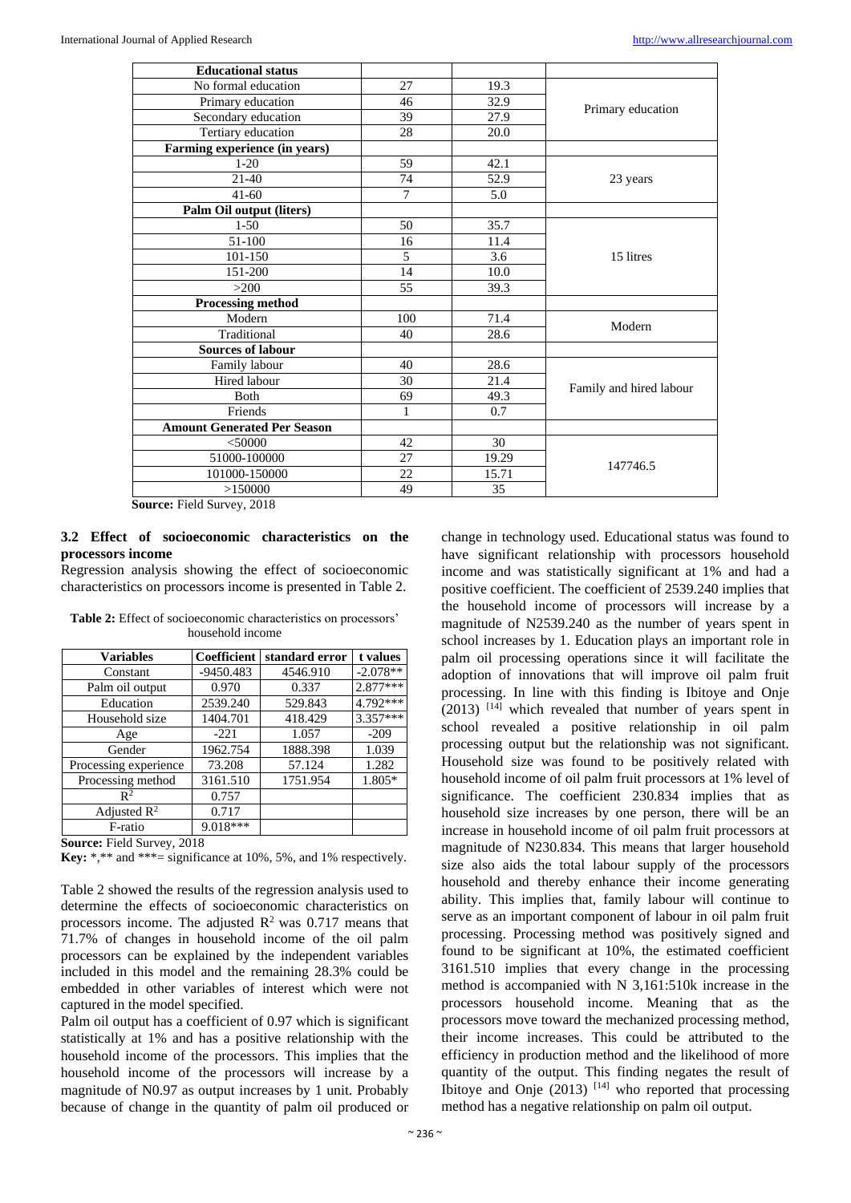| Educational status | | | |
|---|---|---|---|
| No formal education | 27 | 19.3 | Primary education |
| Primary education | 46 | 32.9 | |
| Secondary education | 39 | 27.9 | |
| Tertiary education | 28 | 20.0 | |
| **Farming experience (in years)** | | | |
| 1-20 | 59 | 42.1 | 23 years |
| 21-40 | 74 | 52.9 | |
| 41-60 | 7 | 5.0 | |
| **Palm Oil output (liters)** | | | |
| 1-50 | 50 | 35.7 | 15 litres |
| 51-100 | 16 | 11.4 | |
| 101-150 | 5 | 3.6 | |
| 151-200 | 14 | 10.0 | |
| >200 | 55 | 39.3 | |
| **Processing method** | | | |
| Modern | 100 | 71.4 | Modern |
| Traditional | 40 | 28.6 | |
| **Sources of labour** | | | |
| Family labour | 40 | 28.6 | Family and hired labour |
| Hired labour | 30 | 21.4 | |
| Both | 69 | 49.3 | |
| Friends | 1 | 0.7 | |
| **Amount Generated Per Season** | | | |
| <50000 | 42 | 30 | 147746.5 |
| 51000-100000 | 27 | 19.29 | |
| 101000-150000 | 22 | 15.71 | |
| >150000 | 49 | 35 | |

**Source:** Field Survey, 2018

### 3.2 Effect of socioeconomic characteristics on the processors income

Regression analysis showing the effect of socioeconomic characteristics on processors income is presented in Table 2.

**Table 2:** Effect of socioeconomic characteristics on processors' household income

| Variables | Coefficient | standard error | t values |
|---|---|---|---|
| Constant | -9450.483 | 4546.910 | -2.078** |
| Palm oil output | 0.970 | 0.337 | 2.877*** |
| Education | 2539.240 | 529.843 | 4.792*** |
| Household size | 1404.701 | 418.429 | 3.357*** |
| Age | -221 | 1.057 | -209 |
| Gender | 1962.754 | 1888.398 | 1.039 |
| Processing experience | 73.208 | 57.124 | 1.282 |
| Processing method | 3161.510 | 1751.954 | 1.805* |
| $R^2$ | 0.757 | | |
| Adjusted $R^2$ | 0.717 | | |
| F-ratio | 9.018*** | | |

**Source:** Field Survey, 2018

**Key:** *,** and ***= significance at 10%, 5%, and 1% respectively.

Table 2 showed the results of the regression analysis used to determine the effects of socioeconomic characteristics on processors income. The adjusted $R^2$ was 0.717 means that 71.7% of changes in household income of the oil palm processors can be explained by the independent variables included in this model and the remaining 28.3% could be embedded in other variables of interest which were not captured in the model specified.

Palm oil output has a coefficient of 0.97 which is significant statistically at 1% and has a positive relationship with the household income of the processors. This implies that the household income of the processors will increase by a magnitude of N0.97 as output increases by 1 unit. Probably because of change in the quantity of palm oil produced or change in technology used. Educational status was found to have significant relationship with processors household income and was statistically significant at 1% and had a positive coefficient. The coefficient of 2539.240 implies that the household income of processors will increase by a magnitude of N2539.240 as the number of years spent in school increases by 1. Education plays an important role in palm oil processing operations since it will facilitate the adoption of innovations that will improve oil palm fruit processing. In line with this finding is Ibitoye and Onje (2013) [14] which revealed that number of years spent in school revealed a positive relationship in oil palm processing output but the relationship was not significant. Household size was found to be positively related with household income of oil palm fruit processors at 1% level of significance. The coefficient 230.834 implies that as household size increases by one person, there will be an increase in household income of oil palm fruit processors at magnitude of N230.834. This means that larger household size also aids the total labour supply of the processors household and thereby enhance their income generating ability. This implies that, family labour will continue to serve as an important component of labour in oil palm fruit processing. Processing method was positively signed and found to be significant at 10%, the estimated coefficient 3161.510 implies that every change in the processing method is accompanied with N 3,161:510k increase in the processors household income. Meaning that as the processors move toward the mechanized processing method, their income increases. This could be attributed to the efficiency in production method and the likelihood of more quantity of the output. This finding negates the result of Ibitoye and Onje (2013) [14] who reported that processing method has a negative relationship on palm oil output.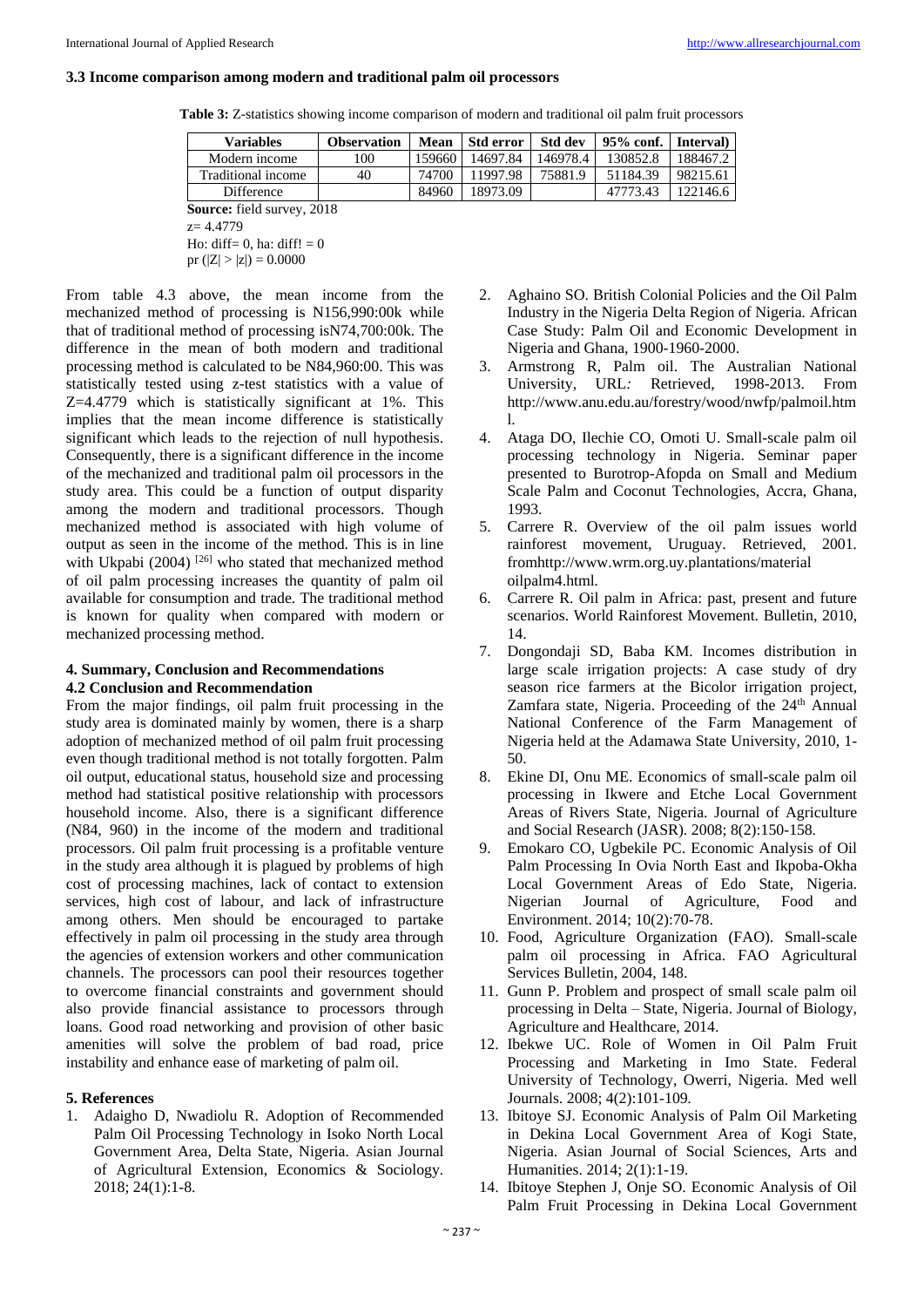### 3.3 Income comparison among modern and traditional palm oil processors

**Table 3:** Z-statistics showing income comparison of modern and traditional oil palm fruit processors

| Variables | Observation | Mean | Std error | Std dev | 95% conf. | Interval) |
|---|---|---|---|---|---|---|
| Modern income | 100 | 159660 | 14697.84 | 146978.4 | 130852.8 | 188467.2 |
| Traditional income | 40 | 74700 | 11997.98 | 75881.9 | 51184.39 | 98215.61 |
| Difference | | 84960 | 18973.09 | | 47773.43 | 122146.6 |

**Source:** field survey, 2018

z= 4.4779

Ho: diff= 0, ha: diff! = 0

pr (|Z| > |z|) = 0.0000

From table 4.3 above, the mean income from the mechanized method of processing is N156,990:00k while that of traditional method of processing isN74,700:00k. The difference in the mean of both modern and traditional processing method is calculated to be N84,960:00. This was statistically tested using z-test statistics with a value of Z=4.4779 which is statistically significant at 1%. This implies that the mean income difference is statistically significant which leads to the rejection of null hypothesis. Consequently, there is a significant difference in the income of the mechanized and traditional palm oil processors in the study area. This could be a function of output disparity among the modern and traditional processors. Though mechanized method is associated with high volume of output as seen in the income of the method. This is in line with Ukpabi (2004) [26] who stated that mechanized method of oil palm processing increases the quantity of palm oil available for consumption and trade. The traditional method is known for quality when compared with modern or mechanized processing method.

## 4. Summary, Conclusion and Recommendations

### 4.2 Conclusion and Recommendation

From the major findings, oil palm fruit processing in the study area is dominated mainly by women, there is a sharp adoption of mechanized method of oil palm fruit processing even though traditional method is not totally forgotten. Palm oil output, educational status, household size and processing method had statistical positive relationship with processors household income. Also, there is a significant difference (N84, 960) in the income of the modern and traditional processors. Oil palm fruit processing is a profitable venture in the study area although it is plagued by problems of high cost of processing machines, lack of contact to extension services, high cost of labour, and lack of infrastructure among others. Men should be encouraged to partake effectively in palm oil processing in the study area through the agencies of extension workers and other communication channels. The processors can pool their resources together to overcome financial constraints and government should also provide financial assistance to processors through loans. Good road networking and provision of other basic amenities will solve the problem of bad road, price instability and enhance ease of marketing of palm oil.

## 5. References

1. Adaigho D, Nwadiolu R. Adoption of Recommended Palm Oil Processing Technology in Isoko North Local Government Area, Delta State, Nigeria. Asian Journal of Agricultural Extension, Economics & Sociology. 2018; 24(1):1-8.
2. Aghaino SO. British Colonial Policies and the Oil Palm Industry in the Nigeria Delta Region of Nigeria. African Case Study: Palm Oil and Economic Development in Nigeria and Ghana, 1900-1960-2000.
3. Armstrong R, Palm oil. The Australian National University, URL: Retrieved, 1998-2013. From http://www.anu.edu.au/forestry/wood/nwfp/palmoil.html.
4. Ataga DO, Ilechie CO, Omoti U. Small-scale palm oil processing technology in Nigeria. Seminar paper presented to Burotrop-Afopda on Small and Medium Scale Palm and Coconut Technologies, Accra, Ghana, 1993.
5. Carrere R. Overview of the oil palm issues world rainforest movement, Uruguay. Retrieved, 2001. fromhttp://www.wrm.org.uy.plantations/material oilpalm4.html.
6. Carrere R. Oil palm in Africa: past, present and future scenarios. World Rainforest Movement. Bulletin, 2010, 14.
7. Dongondaji SD, Baba KM. Incomes distribution in large scale irrigation projects: A case study of dry season rice farmers at the Bicolor irrigation project, Zamfara state, Nigeria. Proceeding of the 24th Annual National Conference of the Farm Management of Nigeria held at the Adamawa State University, 2010, 1-50.
8. Ekine DI, Onu ME. Economics of small-scale palm oil processing in Ikwere and Etche Local Government Areas of Rivers State, Nigeria. Journal of Agriculture and Social Research (JASR). 2008; 8(2):150-158.
9. Emokaro CO, Ugbekile PC. Economic Analysis of Oil Palm Processing In Ovia North East and Ikpoba-Okha Local Government Areas of Edo State, Nigeria. Nigerian Journal of Agriculture, Food and Environment. 2014; 10(2):70-78.
10. Food, Agriculture Organization (FAO). Small-scale palm oil processing in Africa. FAO Agricultural Services Bulletin, 2004, 148.
11. Gunn P. Problem and prospect of small scale palm oil processing in Delta – State, Nigeria. Journal of Biology, Agriculture and Healthcare, 2014.
12. Ibekwe UC. Role of Women in Oil Palm Fruit Processing and Marketing in Imo State. Federal University of Technology, Owerri, Nigeria. Med well Journals. 2008; 4(2):101-109.
13. Ibitoye SJ. Economic Analysis of Palm Oil Marketing in Dekina Local Government Area of Kogi State, Nigeria. Asian Journal of Social Sciences, Arts and Humanities. 2014; 2(1):1-19.
14. Ibitoye Stephen J, Onje SO. Economic Analysis of Oil Palm Fruit Processing in Dekina Local Government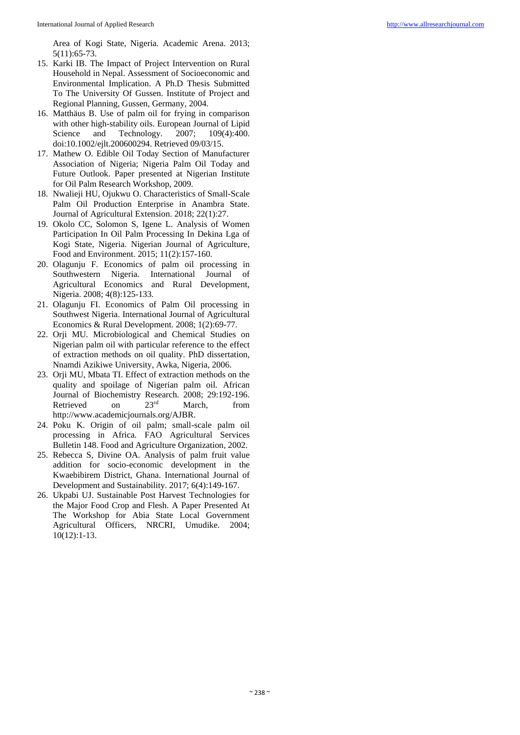Area of Kogi State, Nigeria. Academic Arena. 2013; 5(11):65-73.

15. Karki IB. The Impact of Project Intervention on Rural Household in Nepal. Assessment of Socioeconomic and Environmental Implication. A Ph.D Thesis Submitted To The University Of Gussen. Institute of Project and Regional Planning, Gussen, Germany, 2004.
16. Matthäus B. Use of palm oil for frying in comparison with other high-stability oils. European Journal of Lipid Science and Technology. 2007; 109(4):400. doi:10.1002/ejlt.200600294. Retrieved 09/03/15.
17. Mathew O. Edible Oil Today Section of Manufacturer Association of Nigeria; Nigeria Palm Oil Today and Future Outlook. Paper presented at Nigerian Institute for Oil Palm Research Workshop, 2009.
18. Nwalieji HU, Ojukwu O. Characteristics of Small-Scale Palm Oil Production Enterprise in Anambra State. Journal of Agricultural Extension. 2018; 22(1):27.
19. Okolo CC, Solomon S, Igene L. Analysis of Women Participation In Oil Palm Processing In Dekina Lga of Kogi State, Nigeria. Nigerian Journal of Agriculture, Food and Environment. 2015; 11(2):157-160.
20. Olagunju F. Economics of palm oil processing in Southwestern Nigeria. International Journal of Agricultural Economics and Rural Development, Nigeria. 2008; 4(8):125-133.
21. Olagunju FI. Economics of Palm Oil processing in Southwest Nigeria. International Journal of Agricultural Economics & Rural Development. 2008; 1(2):69-77.
22. Orji MU. Microbiological and Chemical Studies on Nigerian palm oil with particular reference to the effect of extraction methods on oil quality. PhD dissertation, Nnamdi Azikiwe University, Awka, Nigeria, 2006.
23. Orji MU, Mbata TI. Effect of extraction methods on the quality and spoilage of Nigerian palm oil. African Journal of Biochemistry Research. 2008; 29:192-196. Retrieved on 23rd March, from http://www.academicjournals.org/AJBR.
24. Poku K. Origin of oil palm; small-scale palm oil processing in Africa. FAO Agricultural Services Bulletin 148. Food and Agriculture Organization, 2002.
25. Rebecca S, Divine OA. Analysis of palm fruit value addition for socio-economic development in the Kwaebibirem District, Ghana. International Journal of Development and Sustainability. 2017; 6(4):149-167.
26. Ukpabi UJ. Sustainable Post Harvest Technologies for the Major Food Crop and Flesh. A Paper Presented At The Workshop for Abia State Local Government Agricultural Officers, NRCRI, Umudike. 2004; 10(12):1-13.